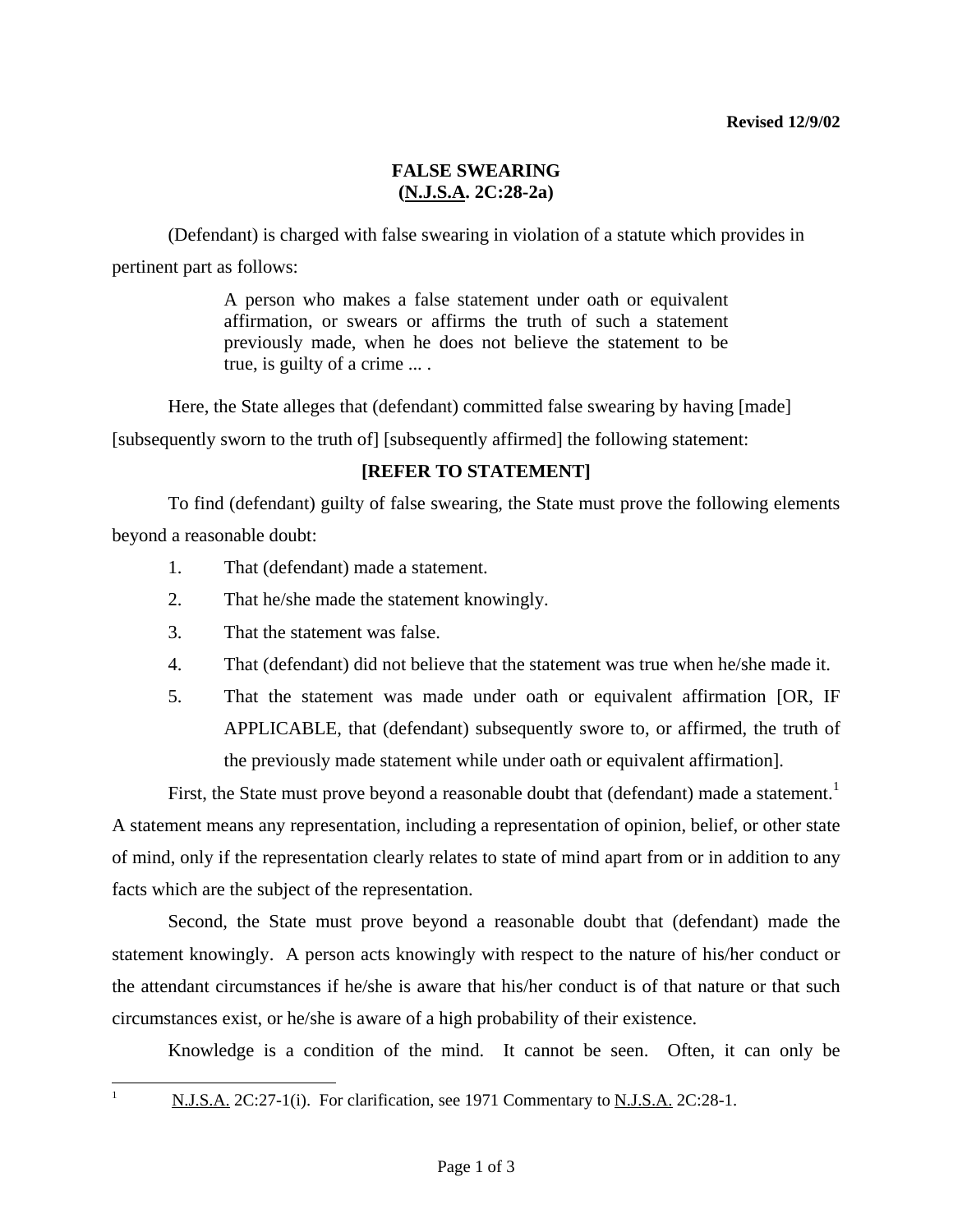**Revised 12/9/02**

# FALSE SWEARING
## (N.J.S.A. 2C:28-2a)

(Defendant) is charged with false swearing in violation of a statute which provides in pertinent part as follows:

> A person who makes a false statement under oath or equivalent affirmation, or swears or affirms the truth of such a statement previously made, when he does not believe the statement to be true, is guilty of a crime ... .

Here, the State alleges that (defendant) committed false swearing by having [made] [subsequently sworn to the truth of] [subsequently affirmed] the following statement:

**[REFER TO STATEMENT]**

To find (defendant) guilty of false swearing, the State must prove the following elements beyond a reasonable doubt:

1. That (defendant) made a statement.
2. That he/she made the statement knowingly.
3. That the statement was false.
4. That (defendant) did not believe that the statement was true when he/she made it.
5. That the statement was made under oath or equivalent affirmation [OR, IF APPLICABLE, that (defendant) subsequently swore to, or affirmed, the truth of the previously made statement while under oath or equivalent affirmation].

First, the State must prove beyond a reasonable doubt that (defendant) made a statement.[1] A statement means any representation, including a representation of opinion, belief, or other state of mind, only if the representation clearly relates to state of mind apart from or in addition to any facts which are the subject of the representation.

Second, the State must prove beyond a reasonable doubt that (defendant) made the statement knowingly. A person acts knowingly with respect to the nature of his/her conduct or the attendant circumstances if he/she is aware that his/her conduct is of that nature or that such circumstances exist, or he/she is aware of a high probability of their existence.

Knowledge is a condition of the mind. It cannot be seen. Often, it can only be

---

[1] N.J.S.A. 2C:27-1(i). For clarification, see 1971 Commentary to N.J.S.A. 2C:28-1.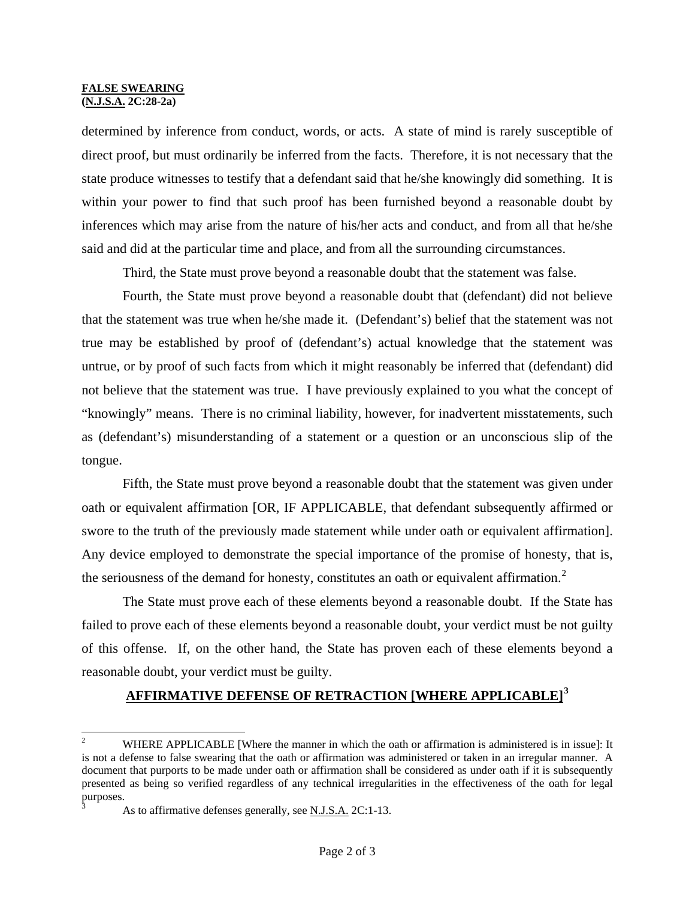determined by inference from conduct, words, or acts. A state of mind is rarely susceptible of direct proof, but must ordinarily be inferred from the facts. Therefore, it is not necessary that the state produce witnesses to testify that a defendant said that he/she knowingly did something. It is within your power to find that such proof has been furnished beyond a reasonable doubt by inferences which may arise from the nature of his/her acts and conduct, and from all that he/she said and did at the particular time and place, and from all the surrounding circumstances.

Third, the State must prove beyond a reasonable doubt that the statement was false.

Fourth, the State must prove beyond a reasonable doubt that (defendant) did not believe that the statement was true when he/she made it. (Defendant's) belief that the statement was not true may be established by proof of (defendant's) actual knowledge that the statement was untrue, or by proof of such facts from which it might reasonably be inferred that (defendant) did not believe that the statement was true. I have previously explained to you what the concept of "knowingly" means. There is no criminal liability, however, for inadvertent misstatements, such as (defendant's) misunderstanding of a statement or a question or an unconscious slip of the tongue.

Fifth, the State must prove beyond a reasonable doubt that the statement was given under oath or equivalent affirmation [OR, IF APPLICABLE, that defendant subsequently affirmed or swore to the truth of the previously made statement while under oath or equivalent affirmation]. Any device employed to demonstrate the special importance of the promise of honesty, that is, the seriousness of the demand for honesty, constitutes an oath or equivalent affirmation.[2]

The State must prove each of these elements beyond a reasonable doubt. If the State has failed to prove each of these elements beyond a reasonable doubt, your verdict must be not guilty of this offense. If, on the other hand, the State has proven each of these elements beyond a reasonable doubt, your verdict must be guilty.

## AFFIRMATIVE DEFENSE OF RETRACTION [WHERE APPLICABLE][3]

---

[2] WHERE APPLICABLE [Where the manner in which the oath or affirmation is administered is in issue]: It is not a defense to false swearing that the oath or affirmation was administered or taken in an irregular manner. A document that purports to be made under oath or affirmation shall be considered as under oath if it is subsequently presented as being so verified regardless of any technical irregularities in the effectiveness of the oath for legal purposes.

[3] As to affirmative defenses generally, see N.J.S.A. 2C:1-13.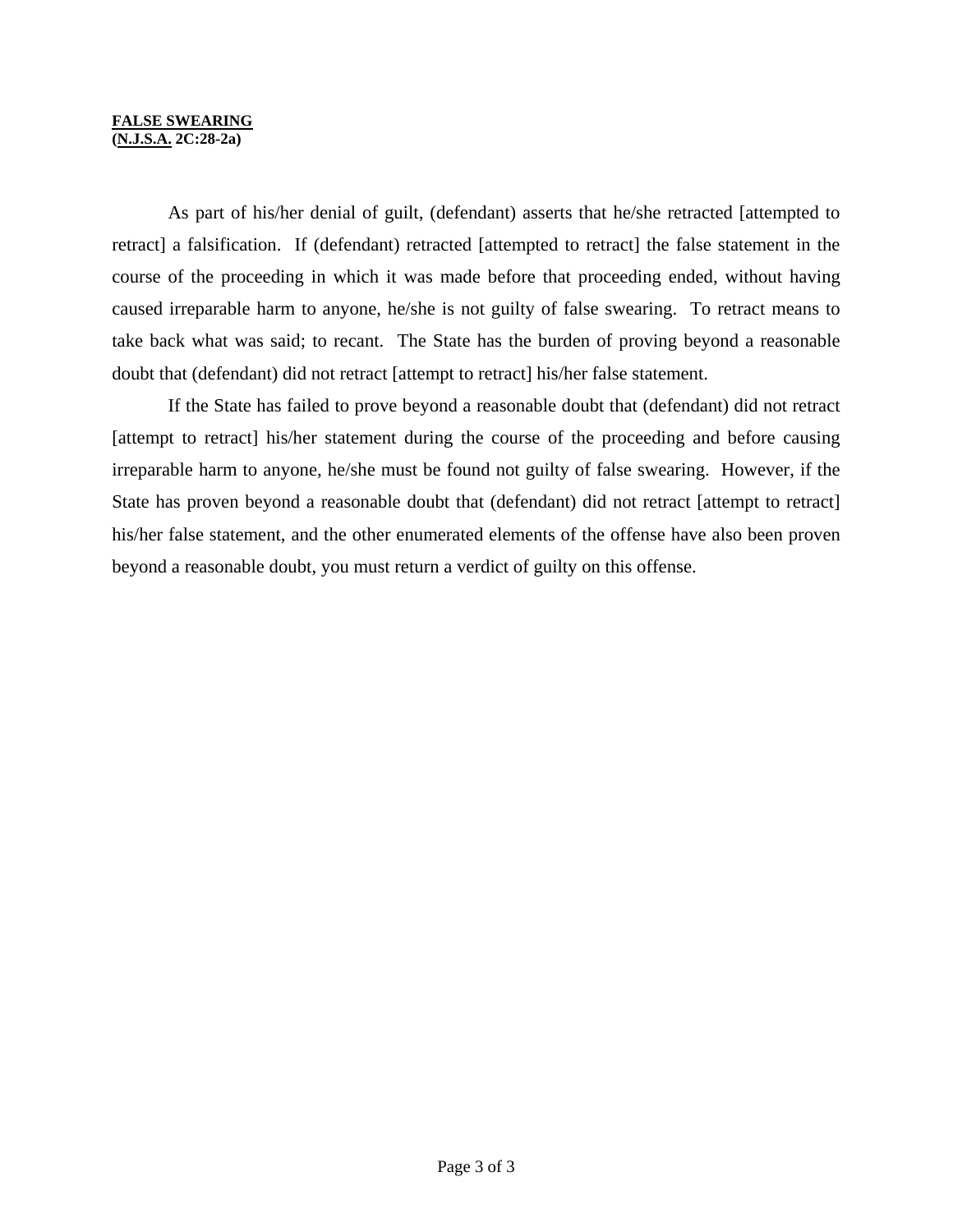**FALSE SWEARING**
**(N.J.S.A. 2C:28-2a)**

As part of his/her denial of guilt, (defendant) asserts that he/she retracted [attempted to retract] a falsification. If (defendant) retracted [attempted to retract] the false statement in the course of the proceeding in which it was made before that proceeding ended, without having caused irreparable harm to anyone, he/she is not guilty of false swearing. To retract means to take back what was said; to recant. The State has the burden of proving beyond a reasonable doubt that (defendant) did not retract [attempt to retract] his/her false statement.

If the State has failed to prove beyond a reasonable doubt that (defendant) did not retract [attempt to retract] his/her statement during the course of the proceeding and before causing irreparable harm to anyone, he/she must be found not guilty of false swearing. However, if the State has proven beyond a reasonable doubt that (defendant) did not retract [attempt to retract] his/her false statement, and the other enumerated elements of the offense have also been proven beyond a reasonable doubt, you must return a verdict of guilty on this offense.